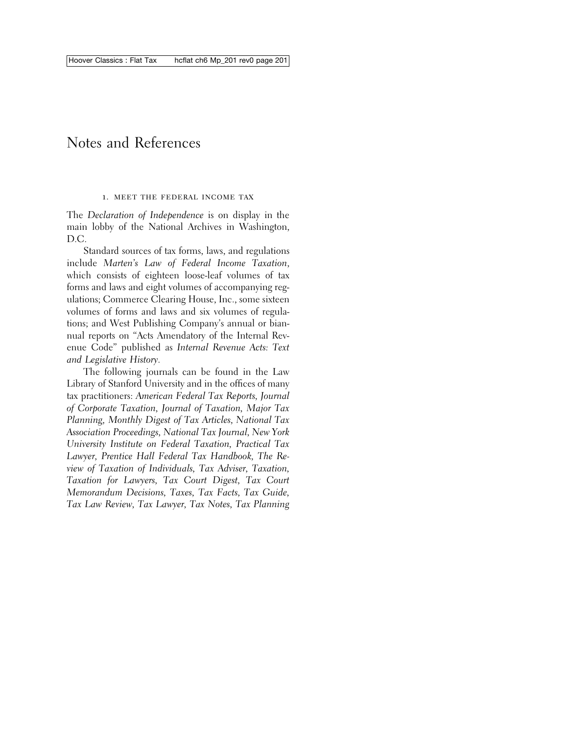# Notes and References

### 1. MEET THE FEDERAL INCOME TAX

The *Declaration of Independence* is on display in the main lobby of the National Archives in Washington, D.C.

Standard sources of tax forms, laws, and regulations include *Marten's Law of Federal Income Taxation*, which consists of eighteen loose-leaf volumes of tax forms and laws and eight volumes of accompanying regulations; Commerce Clearing House, Inc., some sixteen volumes of forms and laws and six volumes of regulations; and West Publishing Company's annual or biannual reports on "Acts Amendatory of the Internal Revenue Code" published as *Internal Revenue Acts: Text and Legislative History*.

The following journals can be found in the Law Library of Stanford University and in the offices of many tax practitioners: *American Federal Tax Reports*, *Journal of Corporate Taxation*, *Journal of Taxation*, *Major Tax Planning*, *Monthly Digest of Tax Articles*, *National Tax Association Proceedings*, *National Tax Journal*, *New York University Institute on Federal Taxation*, *Practical Tax Lawyer*, *Prentice Hall Federal Tax Handbook*, *The Review of Taxation of Individuals*, *Tax Adviser*, *Taxation*, *Taxation for Lawyers*, *Tax Court Digest*, *Tax Court Memorandum Decisions*, *Taxes*, *Tax Facts*, *Tax Guide*, *Tax Law Review*, *Tax Lawyer*, *Tax Notes*, *Tax Planning*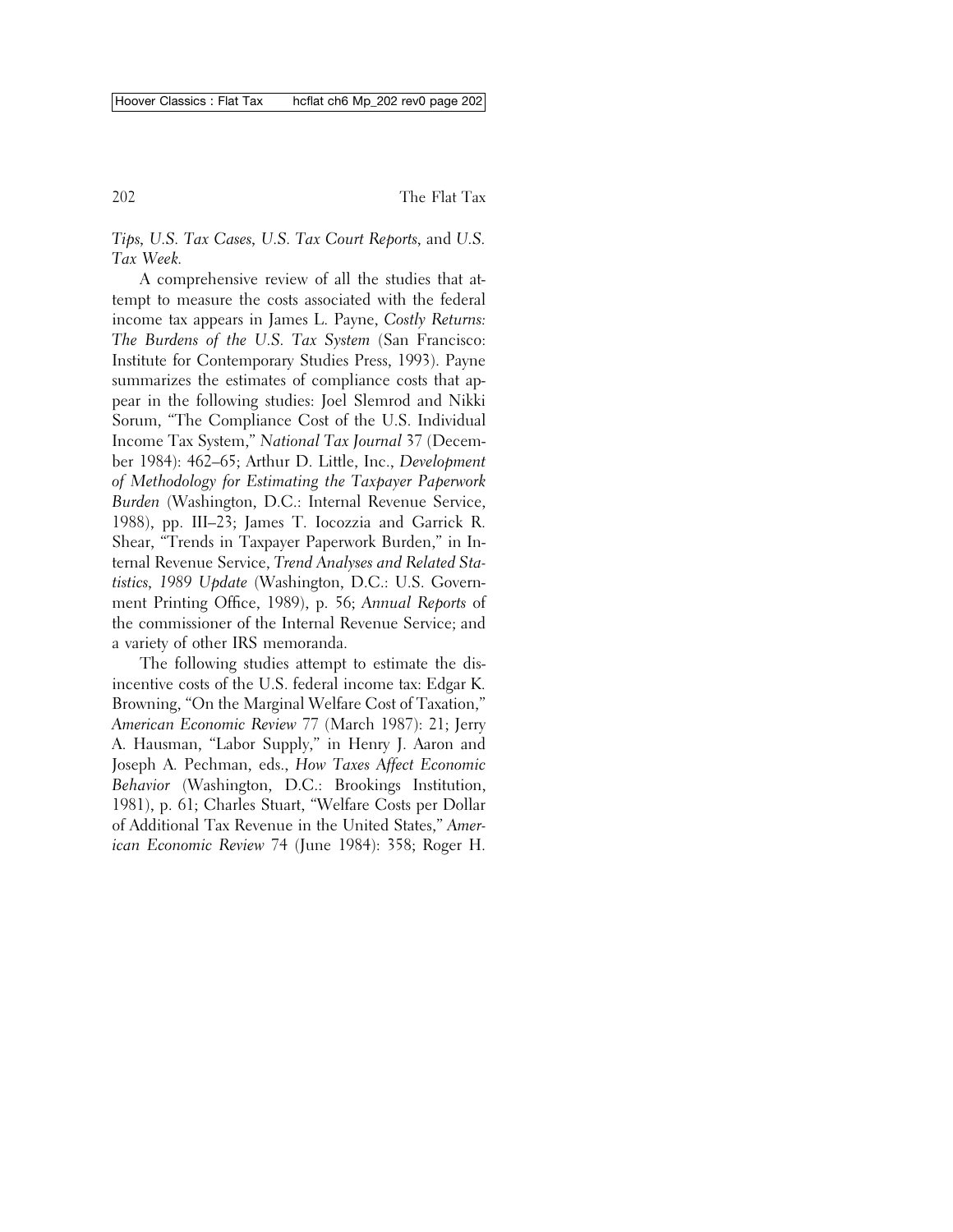*Tips*, *U.S. Tax Cases*, *U.S. Tax Court Reports*, and *U.S. Tax Week*.

A comprehensive review of all the studies that attempt to measure the costs associated with the federal income tax appears in James L. Payne, *Costly Returns: The Burdens of the U.S. Tax System* (San Francisco: Institute for Contemporary Studies Press, 1993). Payne summarizes the estimates of compliance costs that appear in the following studies: Joel Slemrod and Nikki Sorum, "The Compliance Cost of the U.S. Individual Income Tax System," *National Tax Journal* 37 (December 1984): 462–65; Arthur D. Little, Inc., *Development of Methodology for Estimating the Taxpayer Paperwork Burden* (Washington, D.C.: Internal Revenue Service, 1988), pp. III–23; James T. Iocozzia and Garrick R. Shear, "Trends in Taxpayer Paperwork Burden," in Internal Revenue Service, *Trend Analyses and Related Statistics, 1989 Update* (Washington, D.C.: U.S. Government Printing Office, 1989), p. 56; *Annual Reports* of the commissioner of the Internal Revenue Service; and a variety of other IRS memoranda.

The following studies attempt to estimate the disincentive costs of the U.S. federal income tax: Edgar K. Browning, "On the Marginal Welfare Cost of Taxation," *American Economic Review* 77 (March 1987): 21; Jerry A. Hausman, "Labor Supply," in Henry J. Aaron and Joseph A. Pechman, eds., *How Taxes Affect Economic Behavior* (Washington, D.C.: Brookings Institution, 1981), p. 61; Charles Stuart, "Welfare Costs per Dollar of Additional Tax Revenue in the United States," *American Economic Review* 74 (June 1984): 358; Roger H.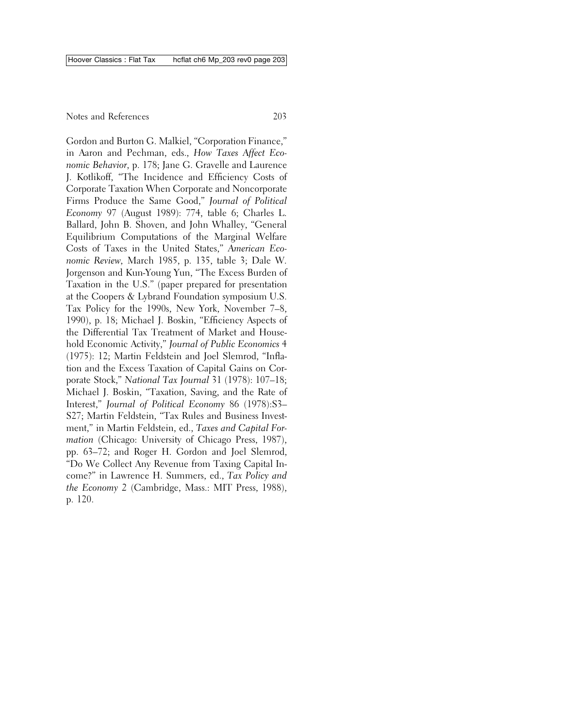Gordon and Burton G. Malkiel, "Corporation Finance," in Aaron and Pechman, eds., *How Taxes Affect Economic Behavior*, p. 178; Jane G. Gravelle and Laurence J. Kotlikoff, "The Incidence and Efficiency Costs of Corporate Taxation When Corporate and Noncorporate Firms Produce the Same Good," *Journal of Political Economy* 97 (August 1989): 774, table 6; Charles L. Ballard, John B. Shoven, and John Whalley, "General Equilibrium Computations of the Marginal Welfare Costs of Taxes in the United States," *American Economic Review*, March 1985, p. 135, table 3; Dale W. Jorgenson and Kun-Young Yun, "The Excess Burden of Taxation in the U.S." (paper prepared for presentation at the Coopers & Lybrand Foundation symposium U.S. Tax Policy for the 1990s, New York, November 7–8, 1990), p. 18; Michael J. Boskin, "Efficiency Aspects of the Differential Tax Treatment of Market and Household Economic Activity," *Journal of Public Economics* 4 (1975): 12; Martin Feldstein and Joel Slemrod, "Inflation and the Excess Taxation of Capital Gains on Corporate Stock," *National Tax Journal* 31 (1978): 107–18; Michael J. Boskin, "Taxation, Saving, and the Rate of Interest," *Journal of Political Economy* 86 (1978):S3–S27; Martin Feldstein, "Tax Rules and Business Investment," in Martin Feldstein, ed., *Taxes and Capital Formation* (Chicago: University of Chicago Press, 1987), pp. 63–72; and Roger H. Gordon and Joel Slemrod, "Do We Collect Any Revenue from Taxing Capital Income?" in Lawrence H. Summers, ed., *Tax Policy and the Economy 2* (Cambridge, Mass.: MIT Press, 1988), p. 120.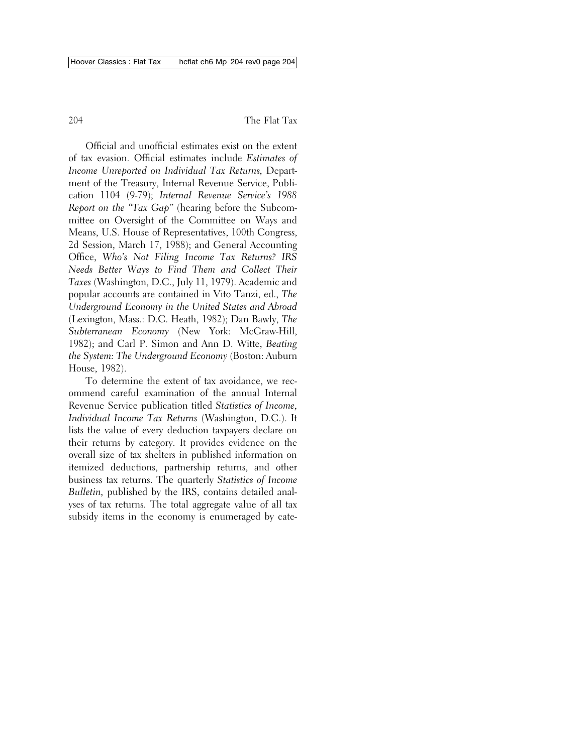Official and unofficial estimates exist on the extent of tax evasion. Official estimates include *Estimates of Income Unreported on Individual Tax Returns*, Department of the Treasury, Internal Revenue Service, Publication 1104 (9-79); *Internal Revenue Service's 1988 Report on the "Tax Gap"* (hearing before the Subcommittee on Oversight of the Committee on Ways and Means, U.S. House of Representatives, 100th Congress, 2d Session, March 17, 1988); and General Accounting Office, *Who's Not Filing Income Tax Returns? IRS Needs Better Ways to Find Them and Collect Their Taxes* (Washington, D.C., July 11, 1979). Academic and popular accounts are contained in Vito Tanzi, ed., *The Underground Economy in the United States and Abroad* (Lexington, Mass.: D.C. Heath, 1982); Dan Bawly, *The Subterranean Economy* (New York: McGraw-Hill, 1982); and Carl P. Simon and Ann D. Witte, *Beating the System: The Underground Economy* (Boston: Auburn House, 1982).

To determine the extent of tax avoidance, we recommend careful examination of the annual Internal Revenue Service publication titled *Statistics of Income, Individual Income Tax Returns* (Washington, D.C.). It lists the value of every deduction taxpayers declare on their returns by category. It provides evidence on the overall size of tax shelters in published information on itemized deductions, partnership returns, and other business tax returns. The quarterly *Statistics of Income Bulletin*, published by the IRS, contains detailed analyses of tax returns. The total aggregate value of all tax subsidy items in the economy is enumeraged by cate-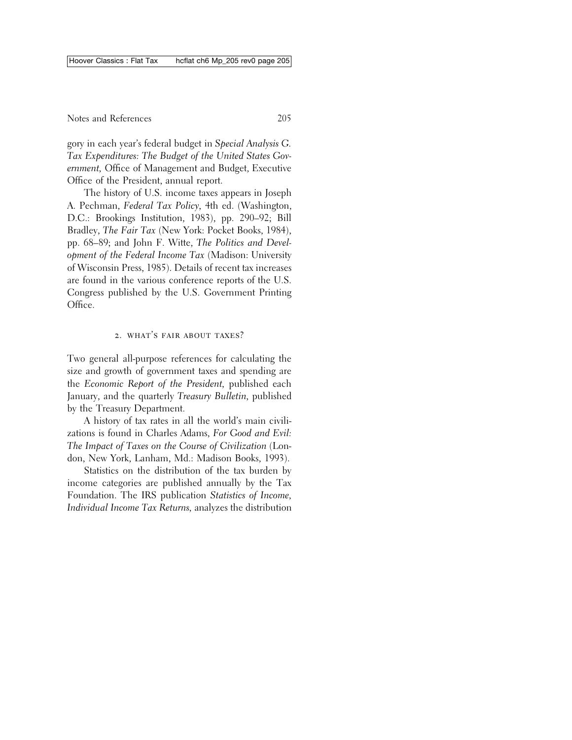gory in each year's federal budget in *Special Analysis G. Tax Expenditures: The Budget of the United States Government*, Office of Management and Budget, Executive Office of the President, annual report.

The history of U.S. income taxes appears in Joseph A. Pechman, *Federal Tax Policy*, 4th ed. (Washington, D.C.: Brookings Institution, 1983), pp. 290–92; Bill Bradley, *The Fair Tax* (New York: Pocket Books, 1984), pp. 68–89; and John F. Witte, *The Politics and Development of the Federal Income Tax* (Madison: University of Wisconsin Press, 1985). Details of recent tax increases are found in the various conference reports of the U.S. Congress published by the U.S. Government Printing Office.

## 2. WHAT'S FAIR ABOUT TAXES?

Two general all-purpose references for calculating the size and growth of government taxes and spending are the *Economic Report of the President*, published each January, and the quarterly *Treasury Bulletin*, published by the Treasury Department.

A history of tax rates in all the world's main civilizations is found in Charles Adams, *For Good and Evil: The Impact of Taxes on the Course of Civilization* (London, New York, Lanham, Md.: Madison Books, 1993).

Statistics on the distribution of the tax burden by income categories are published annually by the Tax Foundation. The IRS publication *Statistics of Income, Individual Income Tax Returns*, analyzes the distribution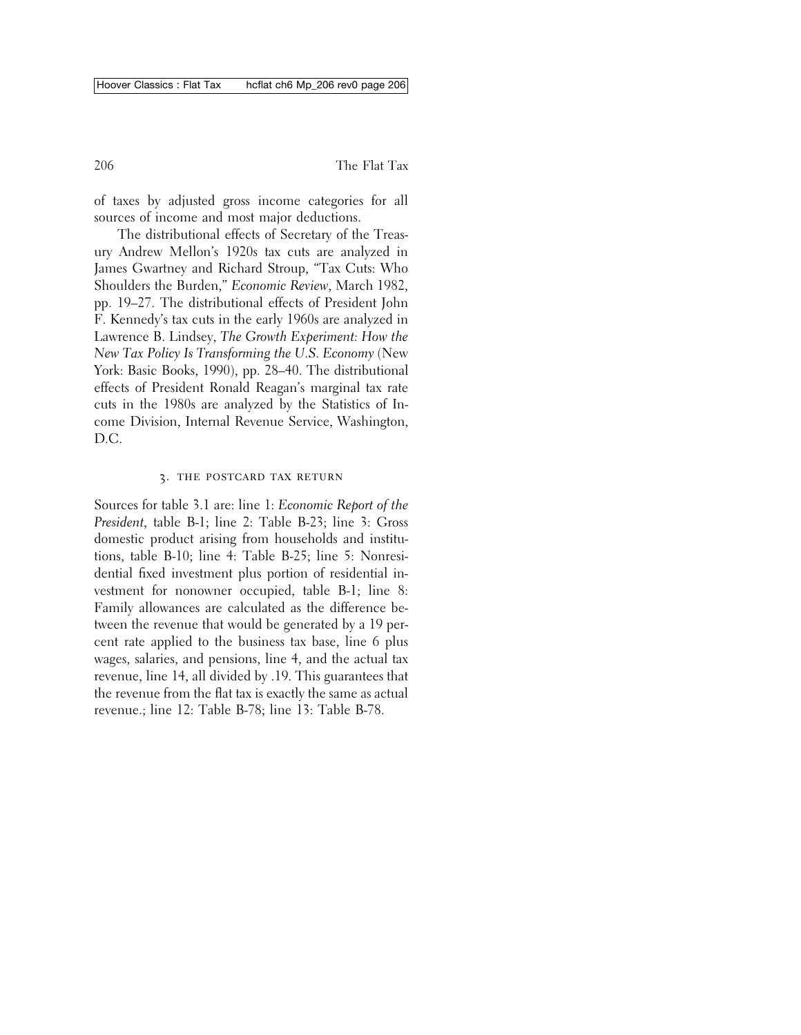of taxes by adjusted gross income categories for all sources of income and most major deductions.

The distributional effects of Secretary of the Treasury Andrew Mellon's 1920s tax cuts are analyzed in James Gwartney and Richard Stroup, "Tax Cuts: Who Shoulders the Burden," *Economic Review*, March 1982, pp. 19–27. The distributional effects of President John F. Kennedy's tax cuts in the early 1960s are analyzed in Lawrence B. Lindsey, *The Growth Experiment: How the New Tax Policy Is Transforming the U.S. Economy* (New York: Basic Books, 1990), pp. 28–40. The distributional effects of President Ronald Reagan's marginal tax rate cuts in the 1980s are analyzed by the Statistics of Income Division, Internal Revenue Service, Washington, D.C.

## 3. THE POSTCARD TAX RETURN

Sources for table 3.1 are: line 1: *Economic Report of the President,* table B-1; line 2: Table B-23; line 3: Gross domestic product arising from households and institutions, table B-10; line 4: Table B-25; line 5: Nonresidential fixed investment plus portion of residential investment for nonowner occupied, table B-1; line 8: Family allowances are calculated as the difference between the revenue that would be generated by a 19 percent rate applied to the business tax base, line 6 plus wages, salaries, and pensions, line 4, and the actual tax revenue, line 14, all divided by .19. This guarantees that the revenue from the flat tax is exactly the same as actual revenue.; line 12: Table B-78; line 13: Table B-78.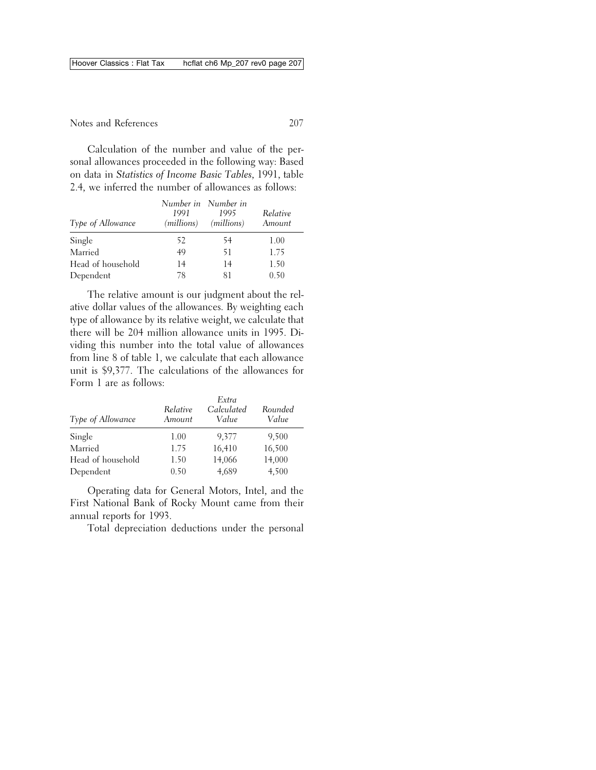Calculation of the number and value of the personal allowances proceeded in the following way: Based on data in *Statistics of Income Basic Tables*, 1991, table 2.4, we inferred the number of allowances as follows:

| *Type of Allowance* | *Number in 1991 (millions)* | *Number in 1995 (millions)* | *Relative Amount* |
|---|---|---|---|
| Single | 52 | 54 | 1.00 |
| Married | 49 | 51 | 1.75 |
| Head of household | 14 | 14 | 1.50 |
| Dependent | 78 | 81 | 0.50 |

The relative amount is our judgment about the relative dollar values of the allowances. By weighting each type of allowance by its relative weight, we calculate that there will be 204 million allowance units in 1995. Dividing this number into the total value of allowances from line 8 of table 1, we calculate that each allowance unit is $9,377. The calculations of the allowances for Form 1 are as follows:

| *Type of Allowance* | *Relative Amount* | *Extra Calculated Value* | *Rounded Value* |
|---|---|---|---|
| Single | 1.00 | 9,377 | 9,500 |
| Married | 1.75 | 16,410 | 16,500 |
| Head of household | 1.50 | 14,066 | 14,000 |
| Dependent | 0.50 | 4,689 | 4,500 |

Operating data for General Motors, Intel, and the First National Bank of Rocky Mount came from their annual reports for 1993.

Total depreciation deductions under the personal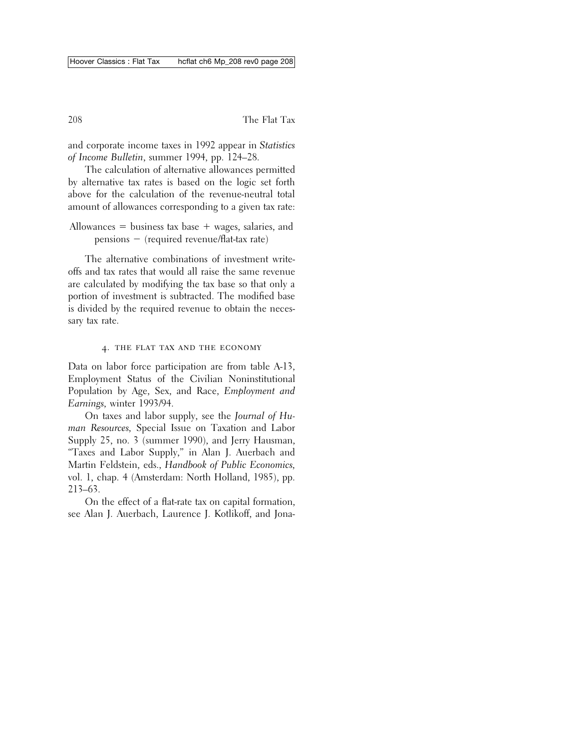and corporate income taxes in 1992 appear in *Statistics of Income Bulletin*, summer 1994, pp. 124–28.

The calculation of alternative allowances permitted by alternative tax rates is based on the logic set forth above for the calculation of the revenue-neutral total amount of allowances corresponding to a given tax rate:

Allowances = business tax base + wages, salaries, and pensions − (required revenue/flat-tax rate)

The alternative combinations of investment write-offs and tax rates that would all raise the same revenue are calculated by modifying the tax base so that only a portion of investment is subtracted. The modified base is divided by the required revenue to obtain the necessary tax rate.

### 4. The Flat Tax and the Economy

Data on labor force participation are from table A-13, Employment Status of the Civilian Noninstitutional Population by Age, Sex, and Race, *Employment and Earnings*, winter 1993/94.

On taxes and labor supply, see the *Journal of Human Resources*, Special Issue on Taxation and Labor Supply 25, no. 3 (summer 1990), and Jerry Hausman, "Taxes and Labor Supply," in Alan J. Auerbach and Martin Feldstein, eds., *Handbook of Public Economics*, vol. 1, chap. 4 (Amsterdam: North Holland, 1985), pp. 213–63.

On the effect of a flat-rate tax on capital formation, see Alan J. Auerbach, Laurence J. Kotlikoff, and Jona-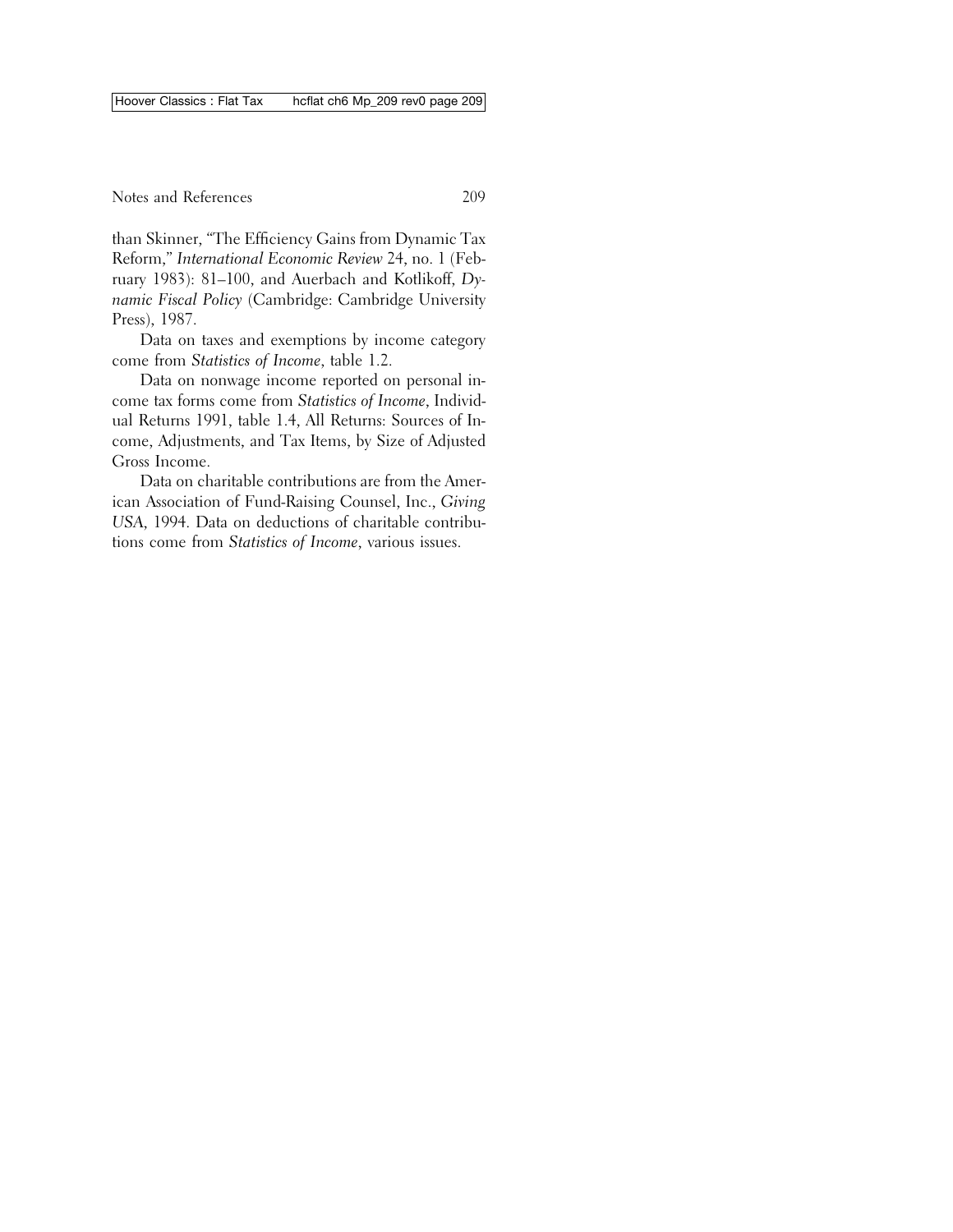than Skinner, "The Efficiency Gains from Dynamic Tax Reform," *International Economic Review* 24, no. 1 (February 1983): 81–100, and Auerbach and Kotlikoff, *Dynamic Fiscal Policy* (Cambridge: Cambridge University Press), 1987.

Data on taxes and exemptions by income category come from *Statistics of Income*, table 1.2.

Data on nonwage income reported on personal income tax forms come from *Statistics of Income*, Individual Returns 1991, table 1.4, All Returns: Sources of Income, Adjustments, and Tax Items, by Size of Adjusted Gross Income.

Data on charitable contributions are from the American Association of Fund-Raising Counsel, Inc., *Giving USA*, 1994. Data on deductions of charitable contributions come from *Statistics of Income*, various issues.